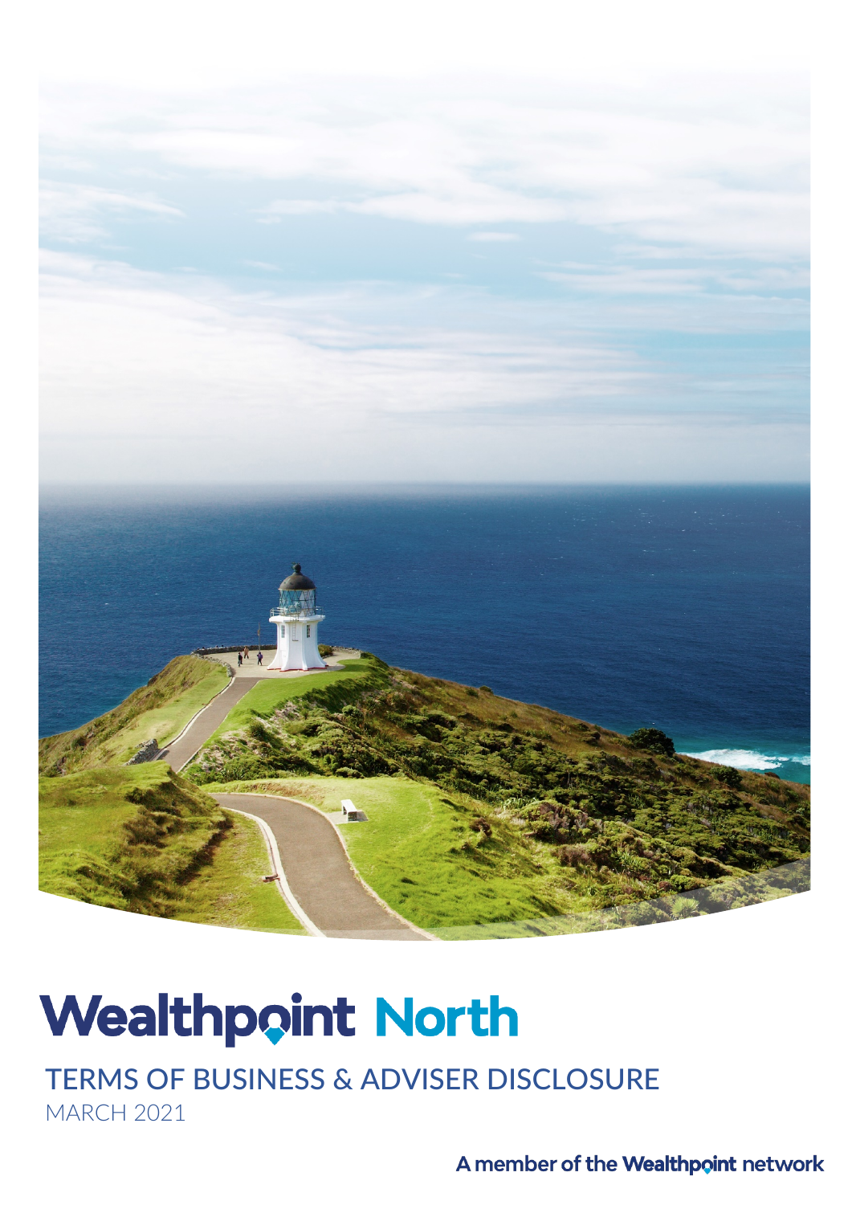# Wealthpoint North

## TERMS OF BUSINESS & ADVISER DISCLOSURE

MARCH 2021

A member of the Wealthpoint network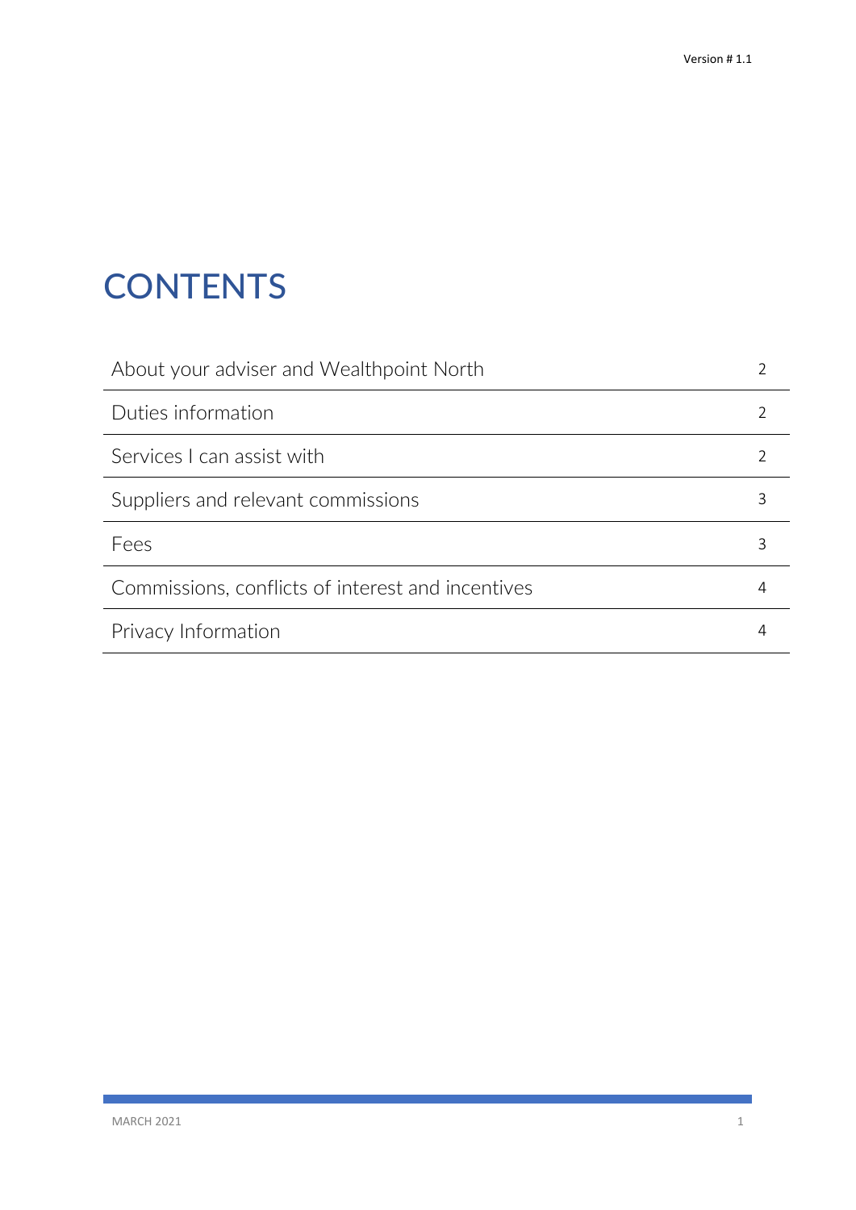# CONTENTS

| | |
|---|---|
| About your adviser and Wealthpoint North | 2 |
| Duties information | 2 |
| Services I can assist with | 2 |
| Suppliers and relevant commissions | 3 |
| Fees | 3 |
| Commissions, conflicts of interest and incentives | 4 |
| Privacy Information | 4 |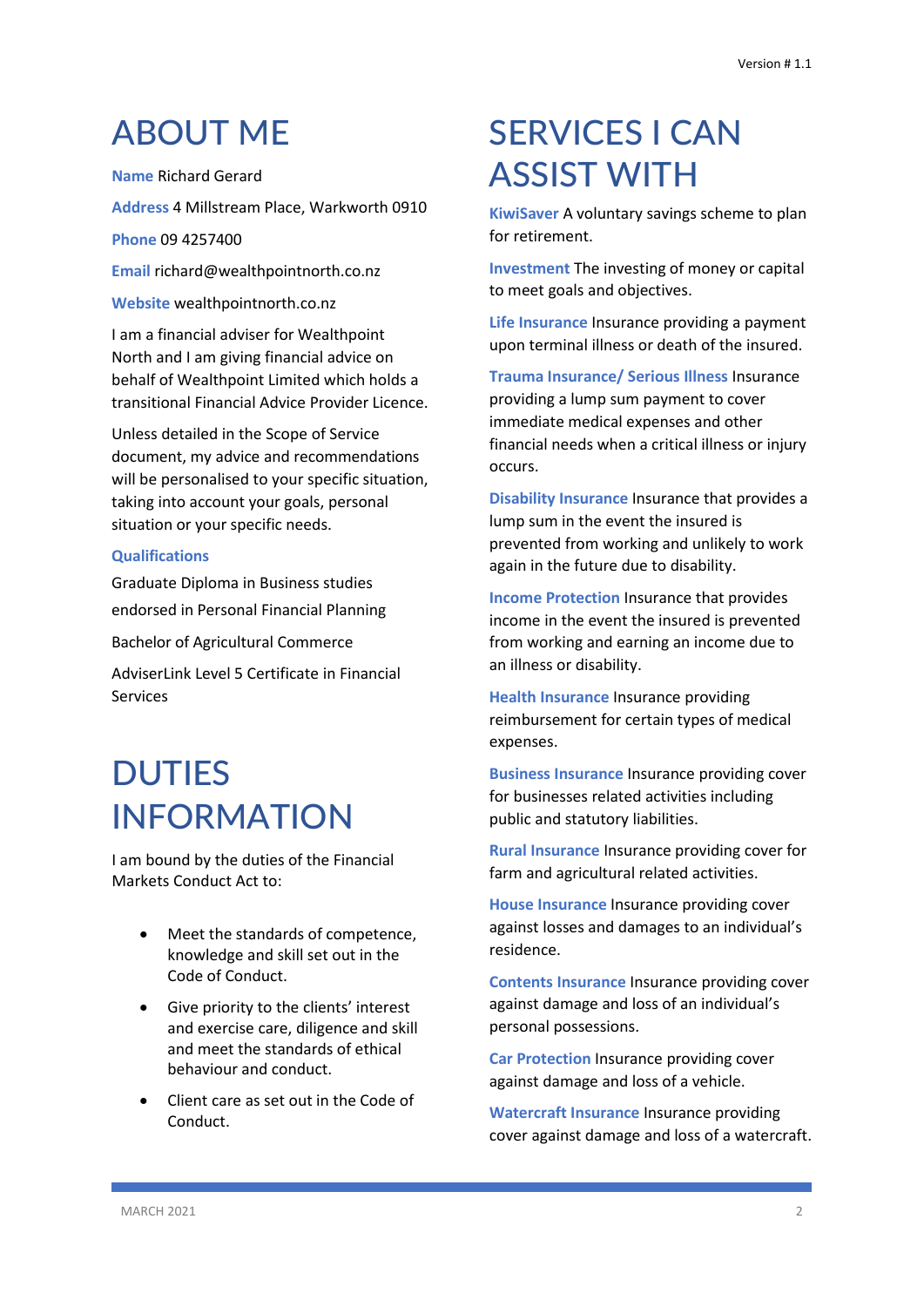# ABOUT ME

**Name** Richard Gerard

**Address** 4 Millstream Place, Warkworth 0910

**Phone** 09 4257400

**Email** richard@wealthpointnorth.co.nz

**Website** wealthpointnorth.co.nz

I am a financial adviser for Wealthpoint North and I am giving financial advice on behalf of Wealthpoint Limited which holds a transitional Financial Advice Provider Licence.

Unless detailed in the Scope of Service document, my advice and recommendations will be personalised to your specific situation, taking into account your goals, personal situation or your specific needs.

**Qualifications**

Graduate Diploma in Business studies endorsed in Personal Financial Planning

Bachelor of Agricultural Commerce

AdviserLink Level 5 Certificate in Financial Services

# DUTIES INFORMATION

I am bound by the duties of the Financial Markets Conduct Act to:

- Meet the standards of competence, knowledge and skill set out in the Code of Conduct.
- Give priority to the clients' interest and exercise care, diligence and skill and meet the standards of ethical behaviour and conduct.
- Client care as set out in the Code of Conduct.

# SERVICES I CAN ASSIST WITH

**KiwiSaver** A voluntary savings scheme to plan for retirement.

**Investment** The investing of money or capital to meet goals and objectives.

**Life Insurance** Insurance providing a payment upon terminal illness or death of the insured.

**Trauma Insurance/ Serious Illness** Insurance providing a lump sum payment to cover immediate medical expenses and other financial needs when a critical illness or injury occurs.

**Disability Insurance** Insurance that provides a lump sum in the event the insured is prevented from working and unlikely to work again in the future due to disability.

**Income Protection** Insurance that provides income in the event the insured is prevented from working and earning an income due to an illness or disability.

**Health Insurance** Insurance providing reimbursement for certain types of medical expenses.

**Business Insurance** Insurance providing cover for businesses related activities including public and statutory liabilities.

**Rural Insurance** Insurance providing cover for farm and agricultural related activities.

**House Insurance** Insurance providing cover against losses and damages to an individual's residence.

**Contents Insurance** Insurance providing cover against damage and loss of an individual's personal possessions.

**Car Protection** Insurance providing cover against damage and loss of a vehicle.

**Watercraft Insurance** Insurance providing cover against damage and loss of a watercraft.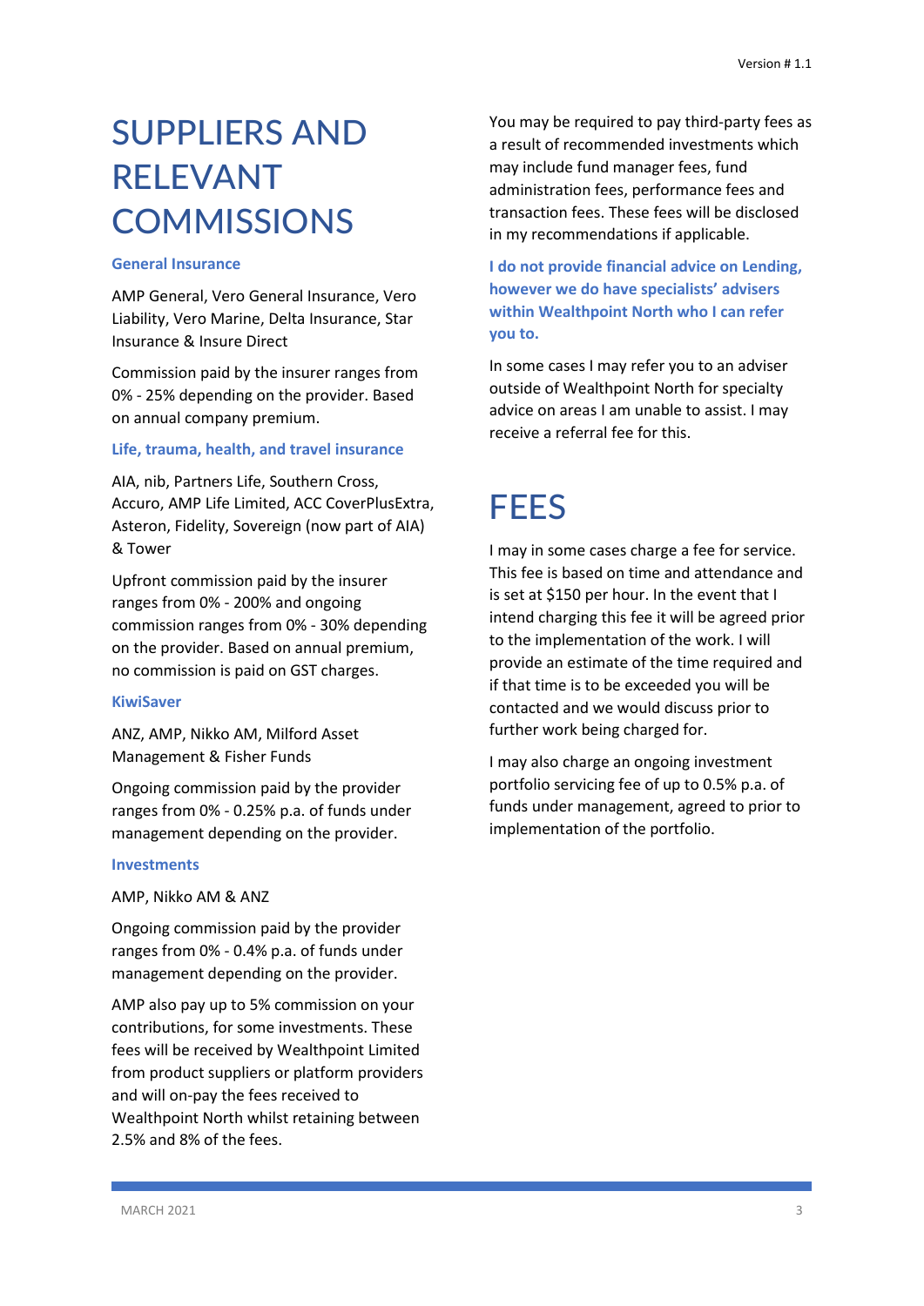# SUPPLIERS AND RELEVANT COMMISSIONS

### General Insurance

AMP General, Vero General Insurance, Vero Liability, Vero Marine, Delta Insurance, Star Insurance & Insure Direct

Commission paid by the insurer ranges from 0% - 25% depending on the provider. Based on annual company premium.

### Life, trauma, health, and travel insurance

AIA, nib, Partners Life, Southern Cross, Accuro, AMP Life Limited, ACC CoverPlusExtra, Asteron, Fidelity, Sovereign (now part of AIA) & Tower

Upfront commission paid by the insurer ranges from 0% - 200% and ongoing commission ranges from 0% - 30% depending on the provider. Based on annual premium, no commission is paid on GST charges.

### KiwiSaver

ANZ, AMP, Nikko AM, Milford Asset Management & Fisher Funds

Ongoing commission paid by the provider ranges from 0% - 0.25% p.a. of funds under management depending on the provider.

### Investments

AMP, Nikko AM & ANZ

Ongoing commission paid by the provider ranges from 0% - 0.4% p.a. of funds under management depending on the provider.

AMP also pay up to 5% commission on your contributions, for some investments. These fees will be received by Wealthpoint Limited from product suppliers or platform providers and will on-pay the fees received to Wealthpoint North whilst retaining between 2.5% and 8% of the fees.

You may be required to pay third-party fees as a result of recommended investments which may include fund manager fees, fund administration fees, performance fees and transaction fees. These fees will be disclosed in my recommendations if applicable.

**I do not provide financial advice on Lending, however we do have specialists' advisers within Wealthpoint North who I can refer you to.**

In some cases I may refer you to an adviser outside of Wealthpoint North for specialty advice on areas I am unable to assist. I may receive a referral fee for this.

# FEES

I may in some cases charge a fee for service. This fee is based on time and attendance and is set at $150 per hour. In the event that I intend charging this fee it will be agreed prior to the implementation of the work. I will provide an estimate of the time required and if that time is to be exceeded you will be contacted and we would discuss prior to further work being charged for.

I may also charge an ongoing investment portfolio servicing fee of up to 0.5% p.a. of funds under management, agreed to prior to implementation of the portfolio.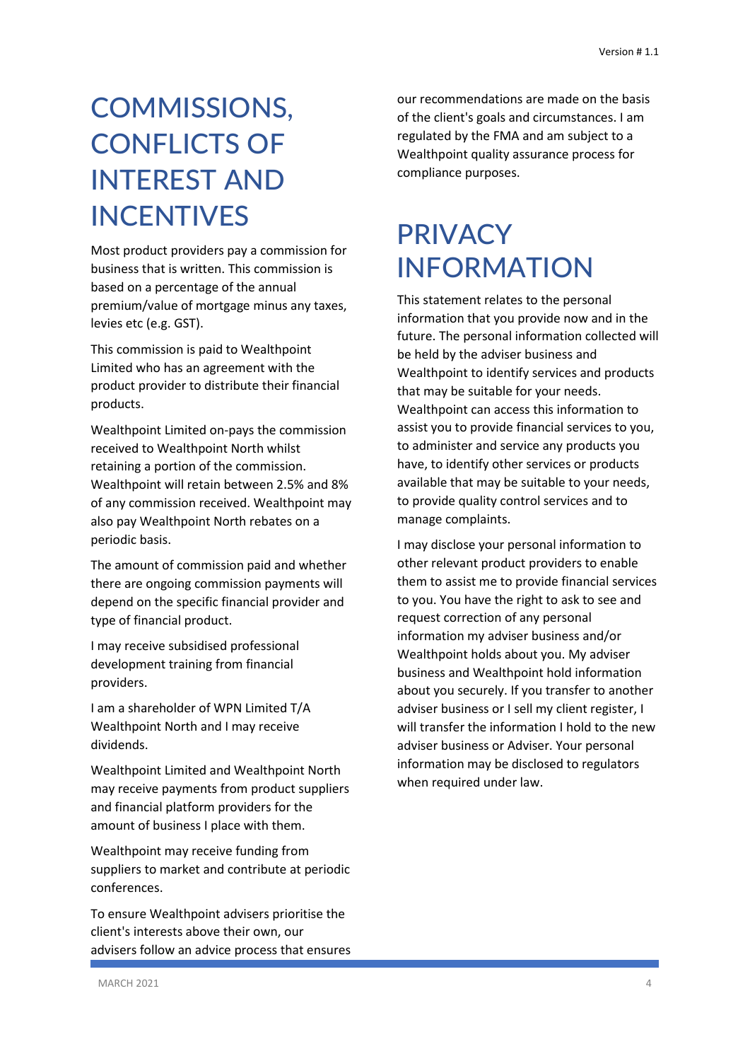# COMMISSIONS, CONFLICTS OF INTEREST AND INCENTIVES

Most product providers pay a commission for business that is written. This commission is based on a percentage of the annual premium/value of mortgage minus any taxes, levies etc (e.g. GST).

This commission is paid to Wealthpoint Limited who has an agreement with the product provider to distribute their financial products.

Wealthpoint Limited on-pays the commission received to Wealthpoint North whilst retaining a portion of the commission. Wealthpoint will retain between 2.5% and 8% of any commission received. Wealthpoint may also pay Wealthpoint North rebates on a periodic basis.

The amount of commission paid and whether there are ongoing commission payments will depend on the specific financial provider and type of financial product.

I may receive subsidised professional development training from financial providers.

I am a shareholder of WPN Limited T/A Wealthpoint North and I may receive dividends.

Wealthpoint Limited and Wealthpoint North may receive payments from product suppliers and financial platform providers for the amount of business I place with them.

Wealthpoint may receive funding from suppliers to market and contribute at periodic conferences.

To ensure Wealthpoint advisers prioritise the client's interests above their own, our advisers follow an advice process that ensures our recommendations are made on the basis of the client's goals and circumstances. I am regulated by the FMA and am subject to a Wealthpoint quality assurance process for compliance purposes.

# PRIVACY INFORMATION

This statement relates to the personal information that you provide now and in the future. The personal information collected will be held by the adviser business and Wealthpoint to identify services and products that may be suitable for your needs. Wealthpoint can access this information to assist you to provide financial services to you, to administer and service any products you have, to identify other services or products available that may be suitable to your needs, to provide quality control services and to manage complaints.

I may disclose your personal information to other relevant product providers to enable them to assist me to provide financial services to you. You have the right to ask to see and request correction of any personal information my adviser business and/or Wealthpoint holds about you. My adviser business and Wealthpoint hold information about you securely. If you transfer to another adviser business or I sell my client register, I will transfer the information I hold to the new adviser business or Adviser. Your personal information may be disclosed to regulators when required under law.